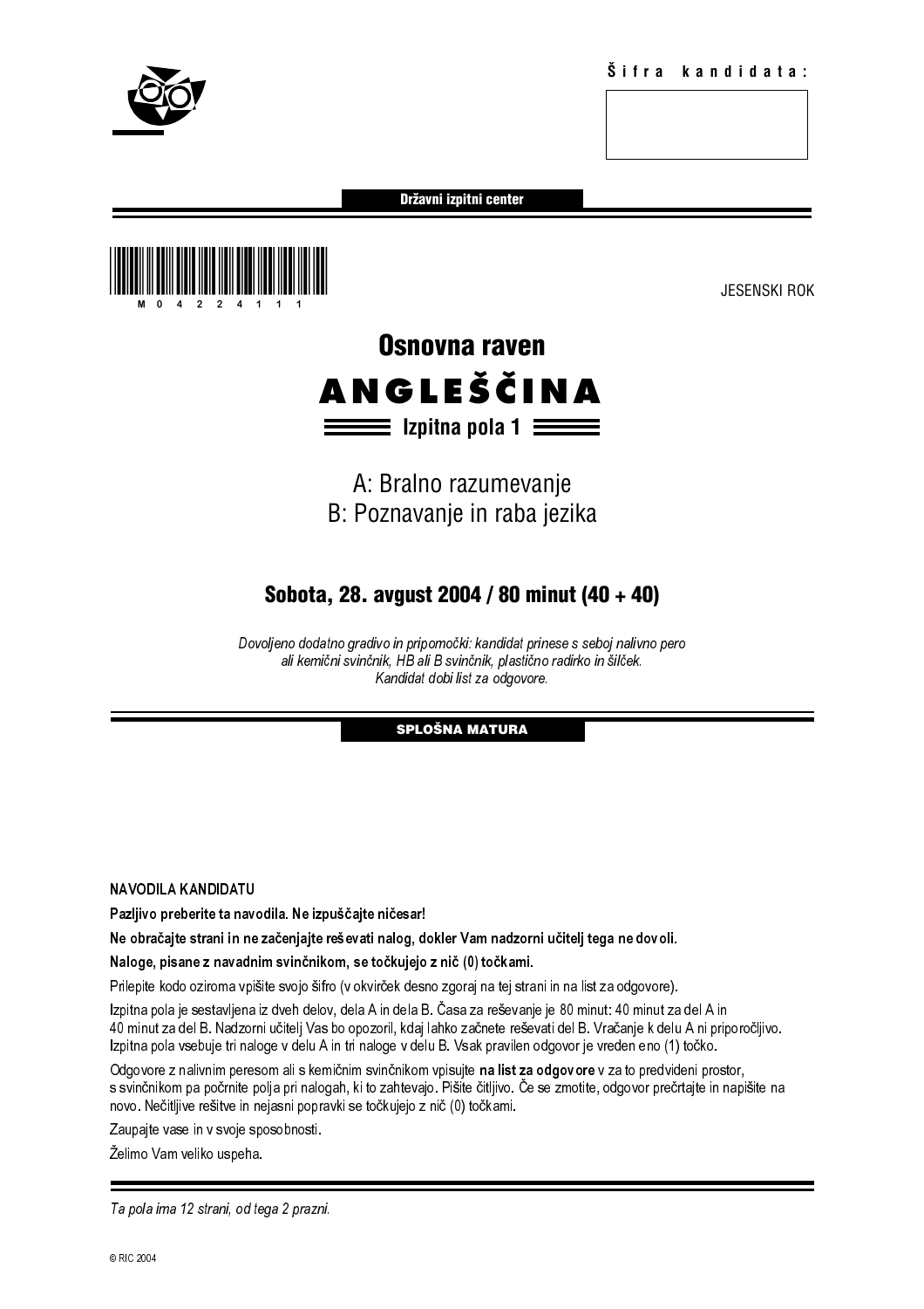Šifra kandidata:

Državni izpitni center

M 0 4 2 2 4 1 1 1

JESENSKI ROK

# Osnovna raven

# ANGLEŠČINA

## Izpitna pola 1

A: Bralno razumevanje
B: Poznavanje in raba jezika

**Sobota, 28. avgust 2004 / 80 minut (40 + 40)**

*Dovoljeno dodatno gradivo in pripomočki: kandidat prinese s seboj nalivno pero ali kemični svinčnik, HB ali B svinčnik, plastično radirko in šilček. Kandidat dobi list za odgovore.*

**SPLOŠNA MATURA**

NAVODILA KANDIDATU

**Pazljivo preberite ta navodila. Ne izpuščajte ničesar!**

**Ne obračajte strani in ne začenjajte reševati nalog, dokler Vam nadzorni učitelj tega ne dovoli.**

**Naloge, pisane z navadnim svinčnikom, se točkujejo z nič (0) točkami.**

Prilepite kodo oziroma vpišite svojo šifro (v okvirček desno zgoraj na tej strani in na list za odgovore).

Izpitna pola je sestavljena iz dveh delov, dela A in dela B. Časa za reševanje je 80 minut: 40 minut za del A in 40 minut za del B. Nadzorni učitelj Vas bo opozoril, kdaj lahko začnete reševati del B. Vračanje k delu A ni priporočljivo. Izpitna pola vsebuje tri naloge v delu A in tri naloge v delu B. Vsak pravilen odgovor je vreden eno (1) točko.

Odgovore z nalivnim peresom ali s kemičnim svinčnikom vpisujte **na list za odgovore** v za to predvideni prostor, s svinčnikom pa počrnite polja pri nalogah, ki to zahtevajo. Pišite čitljivo. Če se zmotite, odgovor prečrtajte in napišite na novo. Nečitljive rešitve in nejasni popravki se točkujejo z nič (0) točkami.

Zaupajte vase in v svoje sposobnosti.

Želimo Vam veliko uspeha.

*Ta pola ima 12 strani, od tega 2 prazni.*

© RIC 2004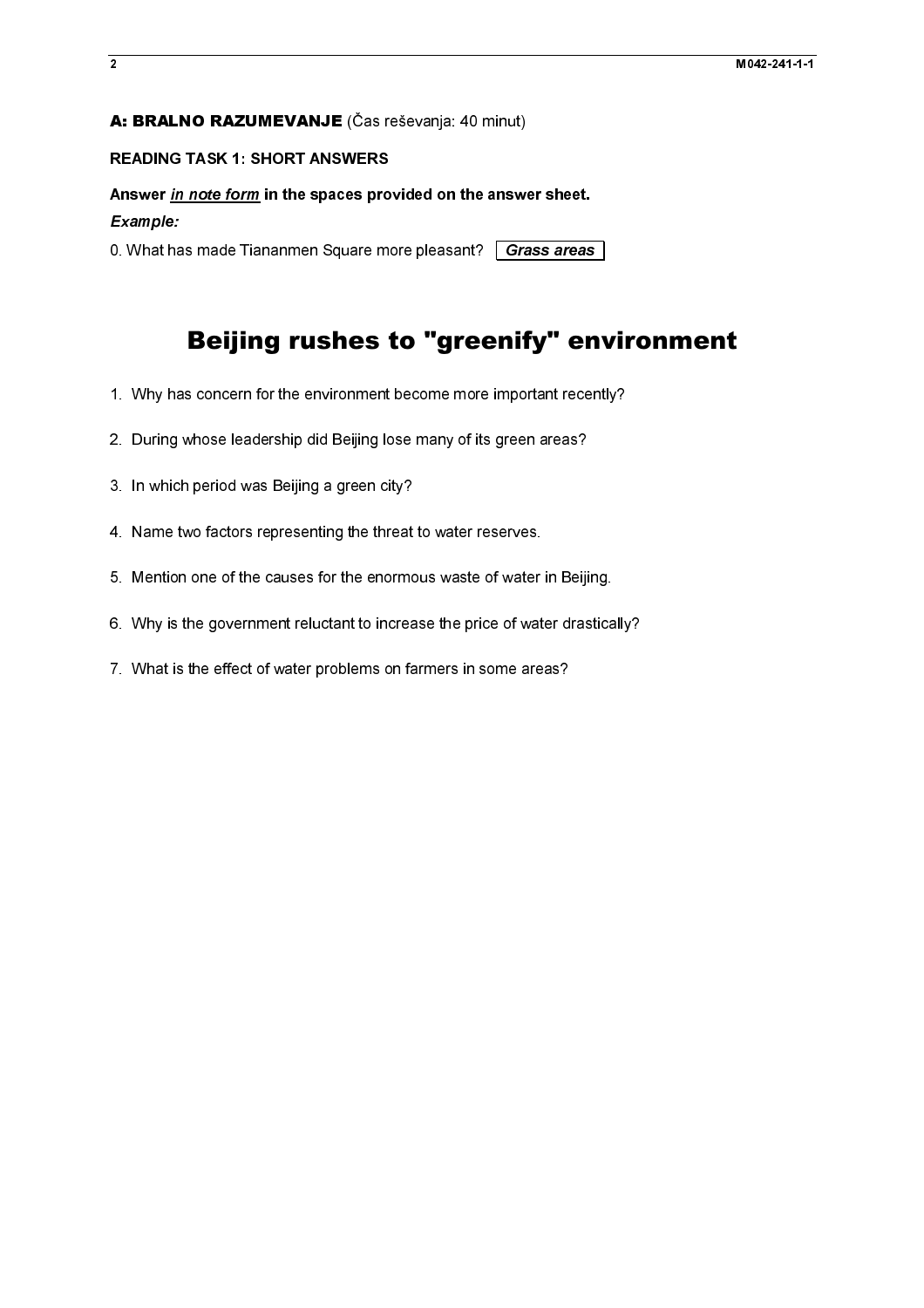**A: BRALNO RAZUMEVANJE** (Čas reševanja: 40 minut)

**READING TASK 1: SHORT ANSWERS**

**Answer _in note form_ in the spaces provided on the answer sheet.**

***Example:***

0. What has made Tiananmen Square more pleasant? ***Grass areas***

# Beijing rushes to "greenify" environment

1. Why has concern for the environment become more important recently?
2. During whose leadership did Beijing lose many of its green areas?
3. In which period was Beijing a green city?
4. Name two factors representing the threat to water reserves.
5. Mention one of the causes for the enormous waste of water in Beijing.
6. Why is the government reluctant to increase the price of water drastically?
7. What is the effect of water problems on farmers in some areas?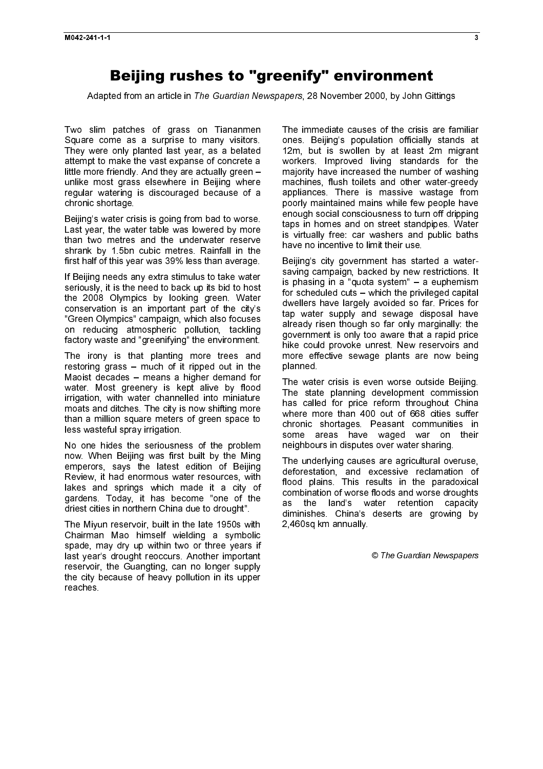# Beijing rushes to "greenify" environment

Adapted from an article in *The Guardian Newspapers*, 28 November 2000, by John Gittings

Two slim patches of grass on Tiananmen Square come as a surprise to many visitors. They were only planted last year, as a belated attempt to make the vast expanse of concrete a little more friendly. And they are actually green – unlike most grass elsewhere in Beijing where regular watering is discouraged because of a chronic shortage.

Beijing's water crisis is going from bad to worse. Last year, the water table was lowered by more than two metres and the underwater reserve shrank by 1.5bn cubic metres. Rainfall in the first half of this year was 39% less than average.

If Beijing needs any extra stimulus to take water seriously, it is the need to back up its bid to host the 2008 Olympics by looking green. Water conservation is an important part of the city's "Green Olympics" campaign, which also focuses on reducing atmospheric pollution, tackling factory waste and "greenifying" the environment.

The irony is that planting more trees and restoring grass – much of it ripped out in the Maoist decades – means a higher demand for water. Most greenery is kept alive by flood irrigation, with water channelled into miniature moats and ditches. The city is now shifting more than a million square meters of green space to less wasteful spray irrigation.

No one hides the seriousness of the problem now. When Beijing was first built by the Ming emperors, says the latest edition of Beijing Review, it had enormous water resources, with lakes and springs which made it a city of gardens. Today, it has become "one of the driest cities in northern China due to drought".

The Miyun reservoir, built in the late 1950s with Chairman Mao himself wielding a symbolic spade, may dry up within two or three years if last year's drought reoccurs. Another important reservoir, the Guangting, can no longer supply the city because of heavy pollution in its upper reaches.

The immediate causes of the crisis are familiar ones. Beijing's population officially stands at 12m, but is swollen by at least 2m migrant workers. Improved living standards for the majority have increased the number of washing machines, flush toilets and other water-greedy appliances. There is massive wastage from poorly maintained mains while few people have enough social consciousness to turn off dripping taps in homes and on street standpipes. Water is virtually free: car washers and public baths have no incentive to limit their use.

Beijing's city government has started a water-saving campaign, backed by new restrictions. It is phasing in a "quota system" – a euphemism for scheduled cuts – which the privileged capital dwellers have largely avoided so far. Prices for tap water supply and sewage disposal have already risen though so far only marginally: the government is only too aware that a rapid price hike could provoke unrest. New reservoirs and more effective sewage plants are now being planned.

The water crisis is even worse outside Beijing. The state planning development commission has called for price reform throughout China where more than 400 out of 668 cities suffer chronic shortages. Peasant communities in some areas have waged war on their neighbours in disputes over water sharing.

The underlying causes are agricultural overuse, deforestation, and excessive reclamation of flood plains. This results in the paradoxical combination of worse floods and worse droughts as the land's water retention capacity diminishes. China's deserts are growing by 2,460sq km annually.

© *The Guardian Newspapers*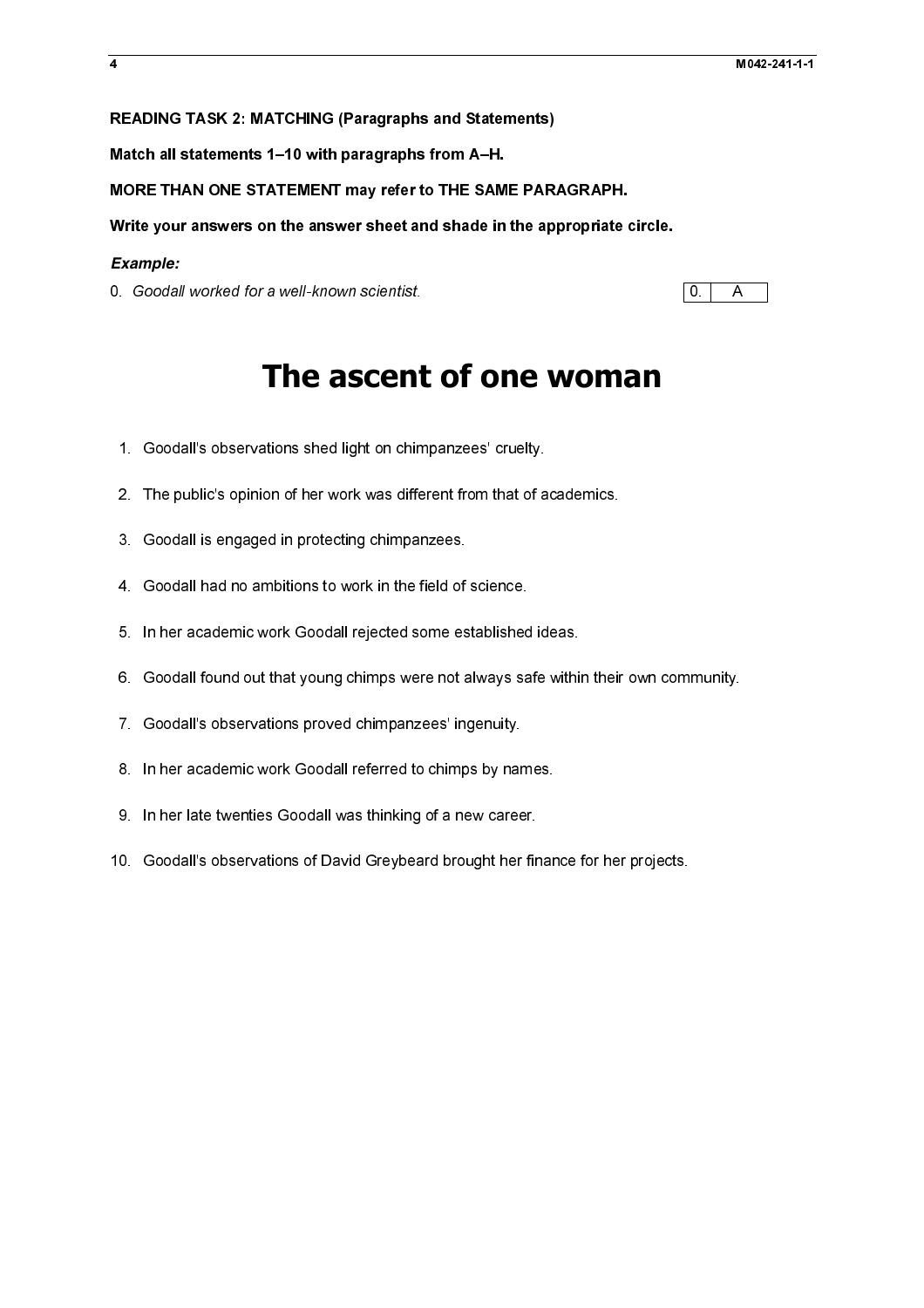**READING TASK 2: MATCHING (Paragraphs and Statements)**

**Match all statements 1–10 with paragraphs from A–H.**

**MORE THAN ONE STATEMENT may refer to THE SAME PARAGRAPH.**

**Write your answers on the answer sheet and shade in the appropriate circle.**

***Example:***

0. *Goodall worked for a well-known scientist.*

| 0. | A |
|---|---|

# The ascent of one woman

1. Goodall's observations shed light on chimpanzees' cruelty.
2. The public's opinion of her work was different from that of academics.
3. Goodall is engaged in protecting chimpanzees.
4. Goodall had no ambitions to work in the field of science.
5. In her academic work Goodall rejected some established ideas.
6. Goodall found out that young chimps were not always safe within their own community.
7. Goodall's observations proved chimpanzees' ingenuity.
8. In her academic work Goodall referred to chimps by names.
9. In her late twenties Goodall was thinking of a new career.
10. Goodall's observations of David Greybeard brought her finance for her projects.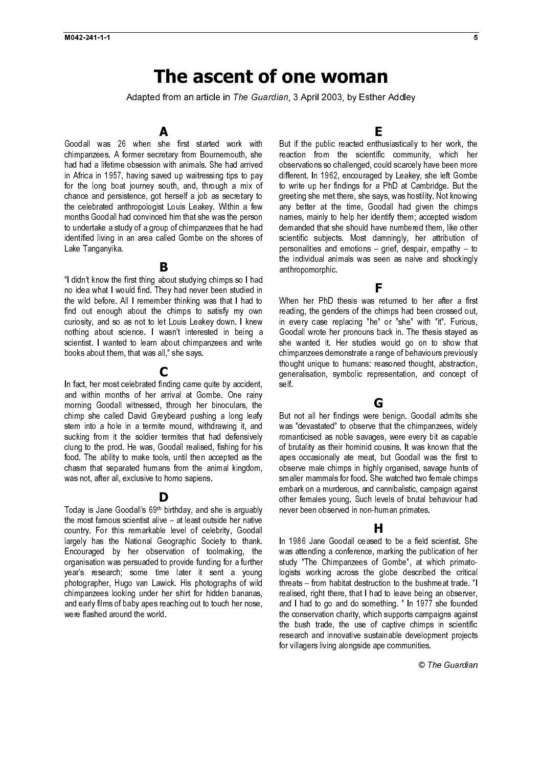# The ascent of one woman

Adapted from an article in *The Guardian*, 3 April 2003, by Esther Addley

## A

Goodall was 26 when she first started work with chimpanzees. A former secretary from Bournemouth, she had had a lifetime obsession with animals. She had arrived in Africa in 1957, having saved up waitressing tips to pay for the long boat journey south, and, through a mix of chance and persistence, got herself a job as secretary to the celebrated anthropologist Louis Leakey. Within a few months Goodall had convinced him that she was the person to undertake a study of a group of chimpanzees that he had identified living in an area called Gombe on the shores of Lake Tanganyika.

## B

"I didn't know the first thing about studying chimps so I had no idea what I would find. They had never been studied in the wild before. All I remember thinking was that I had to find out enough about the chimps to satisfy my own curiosity, and so as not to let Louis Leakey down. I knew nothing about science. I wasn't interested in being a scientist. I wanted to learn about chimpanzees and write books about them, that was all," she says.

## C

In fact, her most celebrated finding came quite by accident, and within months of her arrival at Gombe. One rainy morning Goodall witnessed, through her binoculars, the chimp she called David Greybeard pushing a long leafy stem into a hole in a termite mound, withdrawing it, and sucking from it the soldier termites that had defensively clung to the prod. He was, Goodall realised, fishing for his food. The ability to make tools, until then accepted as the chasm that separated humans from the animal kingdom, was not, after all, exclusive to homo sapiens.

## D

Today is Jane Goodall's 69th birthday, and she is arguably the most famous scientist alive – at least outside her native country. For this remarkable level of celebrity, Goodall largely has the National Geographic Society to thank. Encouraged by her observation of toolmaking, the organisation was persuaded to provide funding for a further year's research; some time later it sent a young photographer, Hugo van Lawick. His photographs of wild chimpanzees looking under her shirt for hidden bananas, and early films of baby apes reaching out to touch her nose, were flashed around the world.

## E

But if the public reacted enthusiastically to her work, the reaction from the scientific community, which her observations so challenged, could scarcely have been more different. In 1962, encouraged by Leakey, she left Gombe to write up her findings for a PhD at Cambridge. But the greeting she met there, she says, was hostility. Not knowing any better at the time, Goodall had given the chimps names, mainly to help her identify them; accepted wisdom demanded that she should have numbered them, like other scientific subjects. Most damningly, her attribution of personalities and emotions – grief, despair, empathy – to the individual animals was seen as naive and shockingly anthropomorphic.

## F

When her PhD thesis was returned to her after a first reading, the genders of the chimps had been crossed out, in every case replacing "he" or "she" with "it". Furious, Goodall wrote her pronouns back in. The thesis stayed as she wanted it. Her studies would go on to show that chimpanzees demonstrate a range of behaviours previously thought unique to humans: reasoned thought, abstraction, generalisation, symbolic representation, and concept of self.

## G

But not all her findings were benign. Goodall admits she was "devastated" to observe that the chimpanzees, widely romanticised as noble savages, were every bit as capable of brutality as their hominid cousins. It was known that the apes occasionally ate meat, but Goodall was the first to observe male chimps in highly organised, savage hunts of smaller mammals for food. She watched two female chimps embark on a murderous, and cannibalistic, campaign against other females young. Such levels of brutal behaviour had never been observed in non-human primates.

## H

In 1986 Jane Goodall ceased to be a field scientist. She was attending a conference, marking the publication of her study "The Chimpanzees of Gombe", at which primatologists working across the globe described the critical threats – from habitat destruction to the bushmeat trade. "I realised, right there, that I had to leave being an observer, and I had to go and do something. " In 1977 she founded the conservation charity, which supports campaigns against the bush trade, the use of captive chimps in scientific research and innovative sustainable development projects for villagers living alongside ape communities.

© *The Guardian*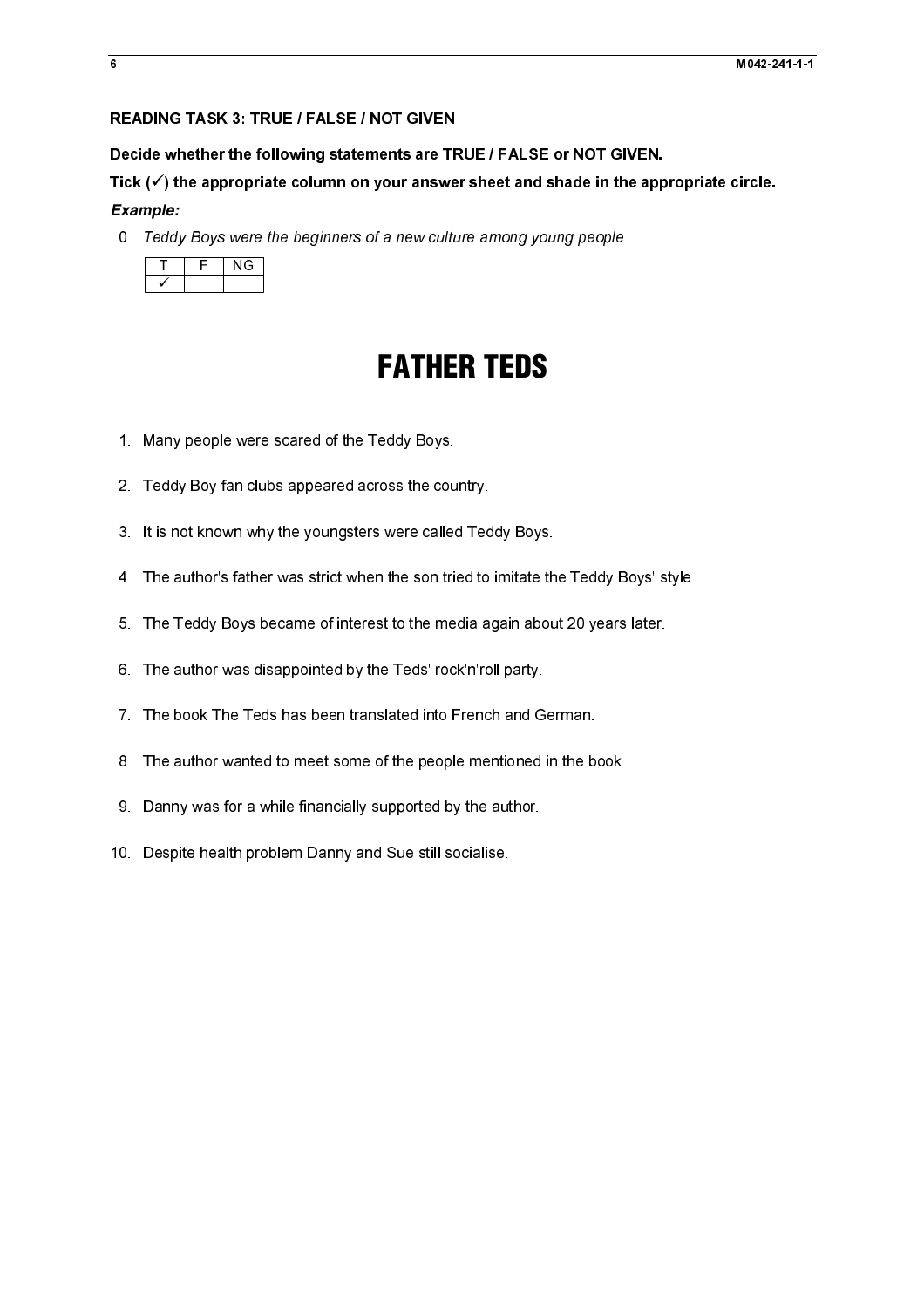**READING TASK 3: TRUE / FALSE / NOT GIVEN**

**Decide whether the following statements are TRUE / FALSE or NOT GIVEN.**

**Tick (✓) the appropriate column on your answer sheet and shade in the appropriate circle.**

***Example:***

0. *Teddy Boys were the beginners of a new culture among young people.*

| T | F | NG |
|---|---|---|
| ✓ | | |

# FATHER TEDS

1. Many people were scared of the Teddy Boys.
2. Teddy Boy fan clubs appeared across the country.
3. It is not known why the youngsters were called Teddy Boys.
4. The author's father was strict when the son tried to imitate the Teddy Boys' style.
5. The Teddy Boys became of interest to the media again about 20 years later.
6. The author was disappointed by the Teds' rock'n'roll party.
7. The book The Teds has been translated into French and German.
8. The author wanted to meet some of the people mentioned in the book.
9. Danny was for a while financially supported by the author.
10. Despite health problem Danny and Sue still socialise.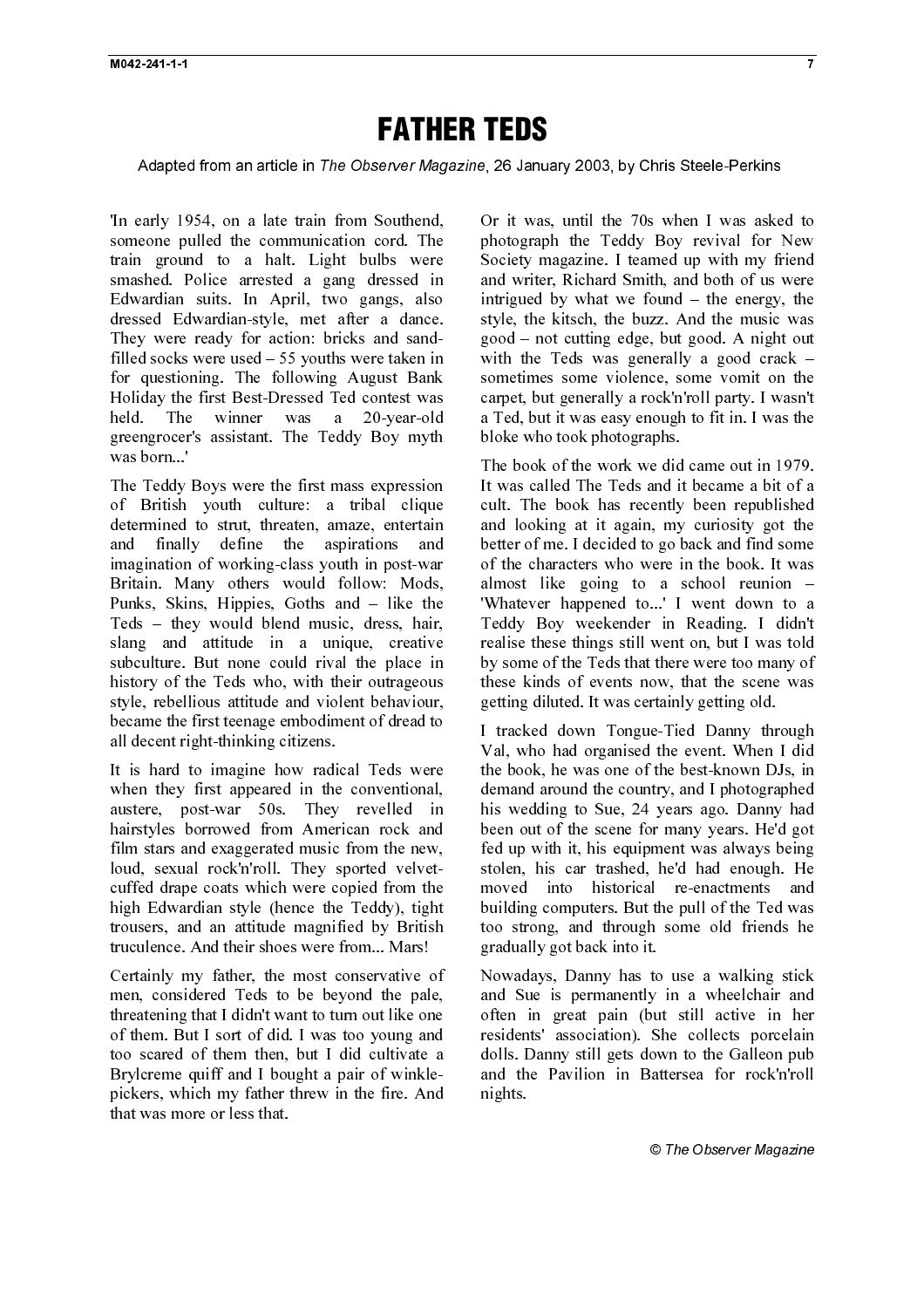# FATHER TEDS

Adapted from an article in *The Observer Magazine*, 26 January 2003, by Chris Steele-Perkins

'In early 1954, on a late train from Southend, someone pulled the communication cord. The train ground to a halt. Light bulbs were smashed. Police arrested a gang dressed in Edwardian suits. In April, two gangs, also dressed Edwardian-style, met after a dance. They were ready for action: bricks and sand-filled socks were used – 55 youths were taken in for questioning. The following August Bank Holiday the first Best-Dressed Ted contest was held. The winner was a 20-year-old greengrocer's assistant. The Teddy Boy myth was born...'

The Teddy Boys were the first mass expression of British youth culture: a tribal clique determined to strut, threaten, amaze, entertain and finally define the aspirations and imagination of working-class youth in post-war Britain. Many others would follow: Mods, Punks, Skins, Hippies, Goths and – like the Teds – they would blend music, dress, hair, slang and attitude in a unique, creative subculture. But none could rival the place in history of the Teds who, with their outrageous style, rebellious attitude and violent behaviour, became the first teenage embodiment of dread to all decent right-thinking citizens.

It is hard to imagine how radical Teds were when they first appeared in the conventional, austere, post-war 50s. They revelled in hairstyles borrowed from American rock and film stars and exaggerated music from the new, loud, sexual rock'n'roll. They sported velvet-cuffed drape coats which were copied from the high Edwardian style (hence the Teddy), tight trousers, and an attitude magnified by British truculence. And their shoes were from... Mars!

Certainly my father, the most conservative of men, considered Teds to be beyond the pale, threatening that I didn't want to turn out like one of them. But I sort of did. I was too young and too scared of them then, but I did cultivate a Brylcreme quiff and I bought a pair of winkle-pickers, which my father threw in the fire. And that was more or less that.

Or it was, until the 70s when I was asked to photograph the Teddy Boy revival for New Society magazine. I teamed up with my friend and writer, Richard Smith, and both of us were intrigued by what we found – the energy, the style, the kitsch, the buzz. And the music was good – not cutting edge, but good. A night out with the Teds was generally a good crack – sometimes some violence, some vomit on the carpet, but generally a rock'n'roll party. I wasn't a Ted, but it was easy enough to fit in. I was the bloke who took photographs.

The book of the work we did came out in 1979. It was called The Teds and it became a bit of a cult. The book has recently been republished and looking at it again, my curiosity got the better of me. I decided to go back and find some of the characters who were in the book. It was almost like going to a school reunion – 'Whatever happened to...' I went down to a Teddy Boy weekender in Reading. I didn't realise these things still went on, but I was told by some of the Teds that there were too many of these kinds of events now, that the scene was getting diluted. It was certainly getting old.

I tracked down Tongue-Tied Danny through Val, who had organised the event. When I did the book, he was one of the best-known DJs, in demand around the country, and I photographed his wedding to Sue, 24 years ago. Danny had been out of the scene for many years. He'd got fed up with it, his equipment was always being stolen, his car trashed, he'd had enough. He moved into historical re-enactments and building computers. But the pull of the Ted was too strong, and through some old friends he gradually got back into it.

Nowadays, Danny has to use a walking stick and Sue is permanently in a wheelchair and often in great pain (but still active in her residents' association). She collects porcelain dolls. Danny still gets down to the Galleon pub and the Pavilion in Battersea for rock'n'roll nights.

© *The Observer Magazine*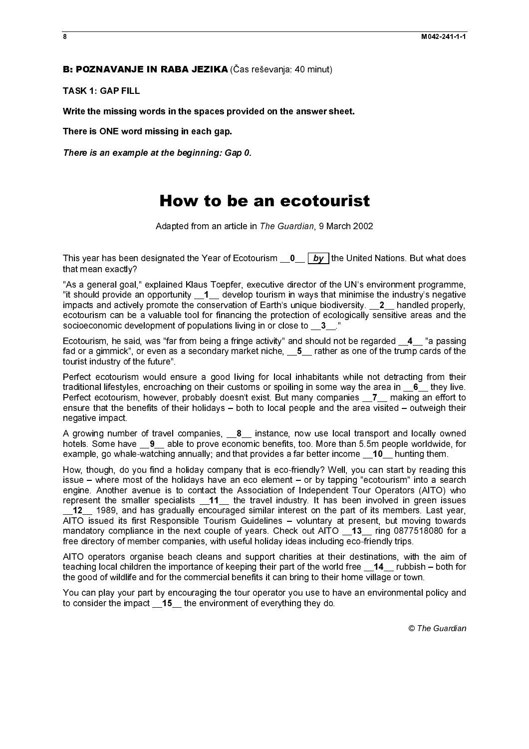**B: POZNAVANJE IN RABA JEZIKA** (Čas reševanja: 40 minut)

**TASK 1: GAP FILL**

**Write the missing words in the spaces provided on the answer sheet.**

**There is ONE word missing in each gap.**

***There is an example at the beginning: Gap 0.***

# How to be an ecotourist

Adapted from an article in *The Guardian*, 9 March 2002

This year has been designated the Year of Ecotourism __**0**__ ***by*** the United Nations. But what does that mean exactly?

"As a general goal," explained Klaus Toepfer, executive director of the UN's environment programme, "it should provide an opportunity __**1**__ develop tourism in ways that minimise the industry's negative impacts and actively promote the conservation of Earth's unique biodiversity. __**2**__ handled properly, ecotourism can be a valuable tool for financing the protection of ecologically sensitive areas and the socioeconomic development of populations living in or close to __**3**__."

Ecotourism, he said, was "far from being a fringe activity" and should not be regarded __**4**__ "a passing fad or a gimmick", or even as a secondary market niche, __**5**__ rather as one of the trump cards of the tourist industry of the future".

Perfect ecotourism would ensure a good living for local inhabitants while not detracting from their traditional lifestyles, encroaching on their customs or spoiling in some way the area in __**6**__ they live. Perfect ecotourism, however, probably doesn't exist. But many companies __**7**__ making an effort to ensure that the benefits of their holidays – both to local people and the area visited – outweigh their negative impact.

A growing number of travel companies, __**8**__ instance, now use local transport and locally owned hotels. Some have __**9**__ able to prove economic benefits, too. More than 5.5m people worldwide, for example, go whale-watching annually; and that provides a far better income __**10**__ hunting them.

How, though, do you find a holiday company that is eco-friendly? Well, you can start by reading this issue – where most of the holidays have an eco element – or by tapping "ecotourism" into a search engine. Another avenue is to contact the Association of Independent Tour Operators (AITO) who represent the smaller specialists __**11**__ the travel industry. It has been involved in green issues __**12**__ 1989, and has gradually encouraged similar interest on the part of its members. Last year, AITO issued its first Responsible Tourism Guidelines – voluntary at present, but moving towards mandatory compliance in the next couple of years. Check out AITO __**13**__ ring 0877518080 for a free directory of member companies, with useful holiday ideas including eco-friendly trips.

AITO operators organise beach cleans and support charities at their destinations, with the aim of teaching local children the importance of keeping their part of the world free __**14**__ rubbish – both for the good of wildlife and for the commercial benefits it can bring to their home village or town.

You can play your part by encouraging the tour operator you use to have an environmental policy and to consider the impact __**15**__ the environment of everything they do.

© *The Guardian*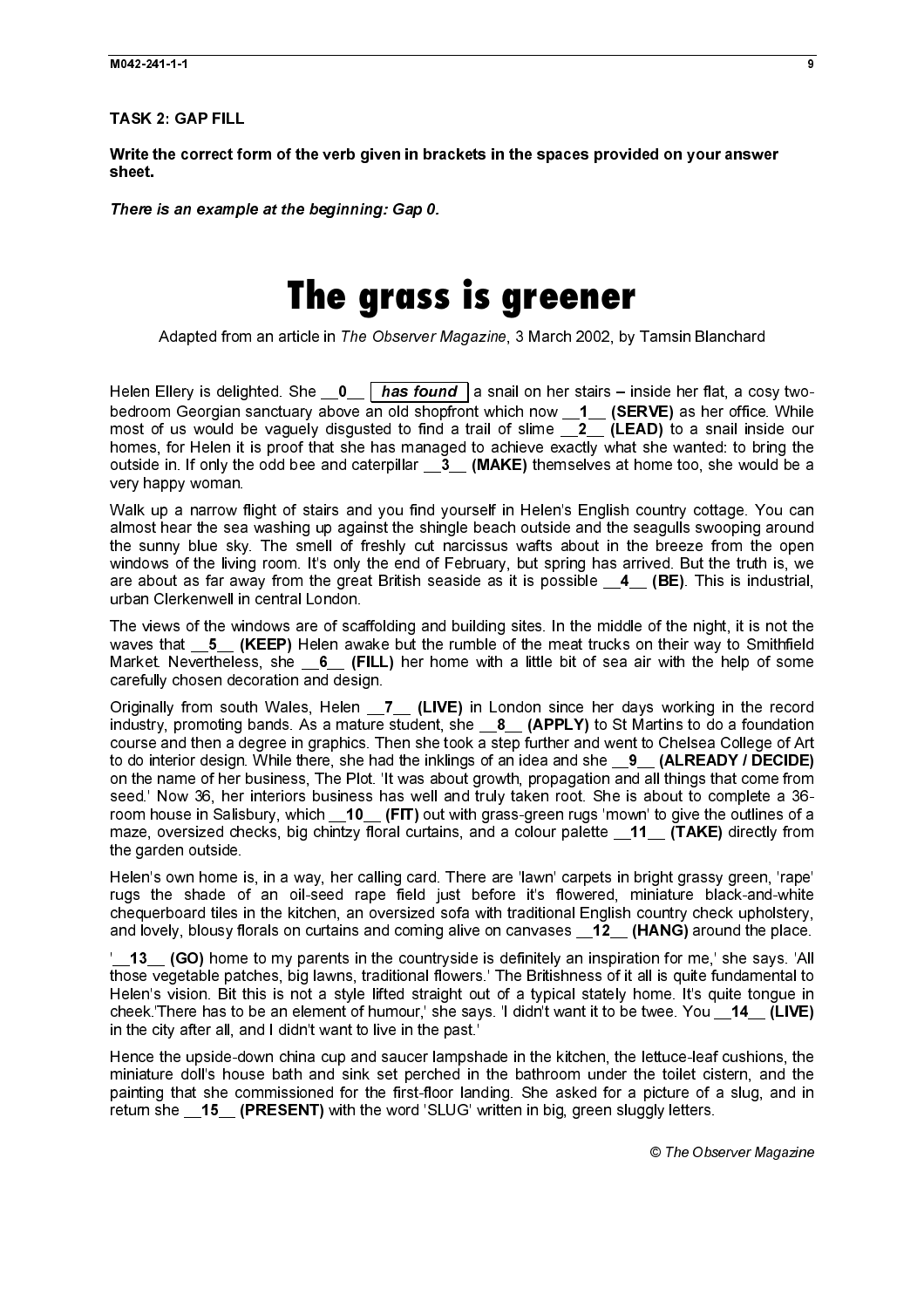## TASK 2: GAP FILL

**Write the correct form of the verb given in brackets in the spaces provided on your answer sheet.**

***There is an example at the beginning: Gap 0.***

# The grass is greener

Adapted from an article in *The Observer Magazine*, 3 March 2002, by Tamsin Blanchard

Helen Ellery is delighted. She __**0**__ ***has found*** a snail on her stairs – inside her flat, a cosy two-bedroom Georgian sanctuary above an old shopfront which now __**1**__ **(SERVE)** as her office. While most of us would be vaguely disgusted to find a trail of slime __**2**__ **(LEAD)** to a snail inside our homes, for Helen it is proof that she has managed to achieve exactly what she wanted: to bring the outside in. If only the odd bee and caterpillar __**3**__ **(MAKE)** themselves at home too, she would be a very happy woman.

Walk up a narrow flight of stairs and you find yourself in Helen's English country cottage. You can almost hear the sea washing up against the shingle beach outside and the seagulls swooping around the sunny blue sky. The smell of freshly cut narcissus wafts about in the breeze from the open windows of the living room. It's only the end of February, but spring has arrived. But the truth is, we are about as far away from the great British seaside as it is possible __**4**__ **(BE)**. This is industrial, urban Clerkenwell in central London.

The views of the windows are of scaffolding and building sites. In the middle of the night, it is not the waves that __**5**__ **(KEEP)** Helen awake but the rumble of the meat trucks on their way to Smithfield Market. Nevertheless, she __**6**__ **(FILL)** her home with a little bit of sea air with the help of some carefully chosen decoration and design.

Originally from south Wales, Helen __**7**__ **(LIVE)** in London since her days working in the record industry, promoting bands. As a mature student, she __**8**__ **(APPLY)** to St Martins to do a foundation course and then a degree in graphics. Then she took a step further and went to Chelsea College of Art to do interior design. While there, she had the inklings of an idea and she __**9**__ **(ALREADY / DECIDE)** on the name of her business, The Plot. 'It was about growth, propagation and all things that come from seed.' Now 36, her interiors business has well and truly taken root. She is about to complete a 36-room house in Salisbury, which __**10**__ **(FIT)** out with grass-green rugs 'mown' to give the outlines of a maze, oversized checks, big chintzy floral curtains, and a colour palette __**11**__ **(TAKE)** directly from the garden outside.

Helen's own home is, in a way, her calling card. There are 'lawn' carpets in bright grassy green, 'rape' rugs the shade of an oil-seed rape field just before it's flowered, miniature black-and-white chequerboard tiles in the kitchen, an oversized sofa with traditional English country check upholstery, and lovely, blousy florals on curtains and coming alive on canvases __**12**__ **(HANG)** around the place.

'__**13**__ **(GO)** home to my parents in the countryside is definitely an inspiration for me,' she says. 'All those vegetable patches, big lawns, traditional flowers.' The Britishness of it all is quite fundamental to Helen's vision. Bit this is not a style lifted straight out of a typical stately home. It's quite tongue in cheek.'There has to be an element of humour,' she says. 'I didn't want it to be twee. You __**14**__ **(LIVE)** in the city after all, and I didn't want to live in the past.'

Hence the upside-down china cup and saucer lampshade in the kitchen, the lettuce-leaf cushions, the miniature doll's house bath and sink set perched in the bathroom under the toilet cistern, and the painting that she commissioned for the first-floor landing. She asked for a picture of a slug, and in return she __**15**__ **(PRESENT)** with the word 'SLUG' written in big, green sluggly letters.

© *The Observer Magazine*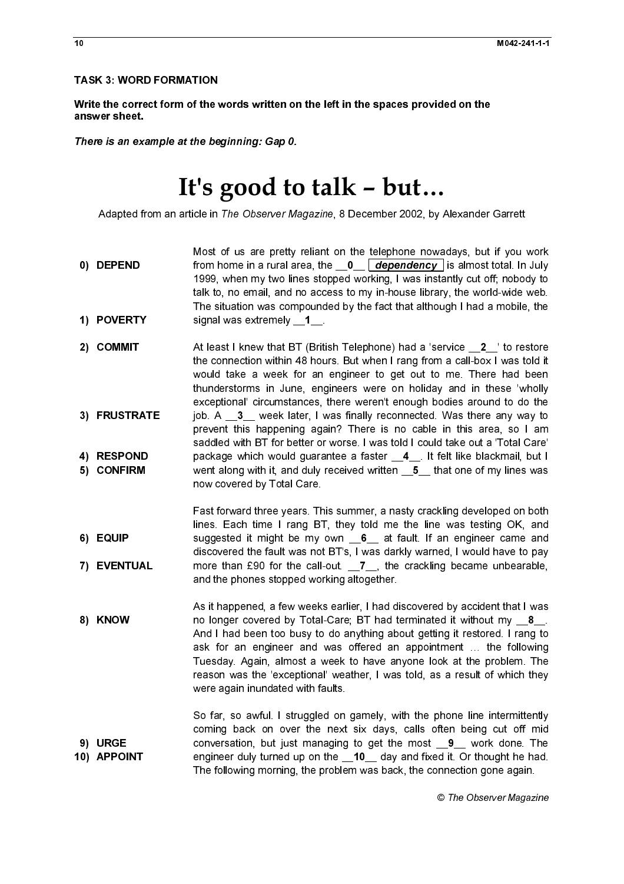**TASK 3: WORD FORMATION**

**Write the correct form of the words written on the left in the spaces provided on the answer sheet.**

***There is an example at the beginning: Gap 0.***

# It's good to talk – but…

Adapted from an article in *The Observer Magazine*, 8 December 2002, by Alexander Garrett

| | |
|---|---|
| **0) DEPEND** | Most of us are pretty reliant on the telephone nowadays, but if you work from home in a rural area, the __0__ ***dependency*** is almost total. In July 1999, when my two lines stopped working, I was instantly cut off; nobody to talk to, no email, and no access to my in-house library, the world-wide web. |
| **1) POVERTY** | The situation was compounded by the fact that although I had a mobile, the signal was extremely __**1**__. |
| **2) COMMIT** | At least I knew that BT (British Telephone) had a 'service __**2**__' to restore the connection within 48 hours. But when I rang from a call-box I was told it would take a week for an engineer to get out to me. There had been thunderstorms in June, engineers were on holiday and in these 'wholly exceptional' circumstances, there weren't enough bodies around to do the |
| **3) FRUSTRATE** | job. A __**3**__ week later, I was finally reconnected. Was there any way to prevent this happening again? There is no cable in this area, so I am saddled with BT for better or worse. I was told I could take out a 'Total Care' |
| **4) RESPOND** | package which would guarantee a faster __**4**__. It felt like blackmail, but I |
| **5) CONFIRM** | went along with it, and duly received written __**5**__ that one of my lines was now covered by Total Care. |
| **6) EQUIP** | Fast forward three years. This summer, a nasty crackling developed on both lines. Each time I rang BT, they told me the line was testing OK, and suggested it might be my own __**6**__ at fault. If an engineer came and discovered the fault was not BT's, I was darkly warned, I would have to pay |
| **7) EVENTUAL** | more than £90 for the call-out. __**7**__, the crackling became unbearable, and the phones stopped working altogether. |
| **8) KNOW** | As it happened, a few weeks earlier, I had discovered by accident that I was no longer covered by Total-Care; BT had terminated it without my __**8**__. And I had been too busy to do anything about getting it restored. I rang to ask for an engineer and was offered an appointment … the following Tuesday. Again, almost a week to have anyone look at the problem. The reason was the 'exceptional' weather, I was told, as a result of which they were again inundated with faults. |
| **9) URGE** | So far, so awful. I struggled on gamely, with the phone line intermittently coming back on over the next six days, calls often being cut off mid conversation, but just managing to get the most __**9**__ work done. The |
| **10) APPOINT** | engineer duly turned up on the __**10**__ day and fixed it. Or thought he had. The following morning, the problem was back, the connection gone again. |

© The Observer Magazine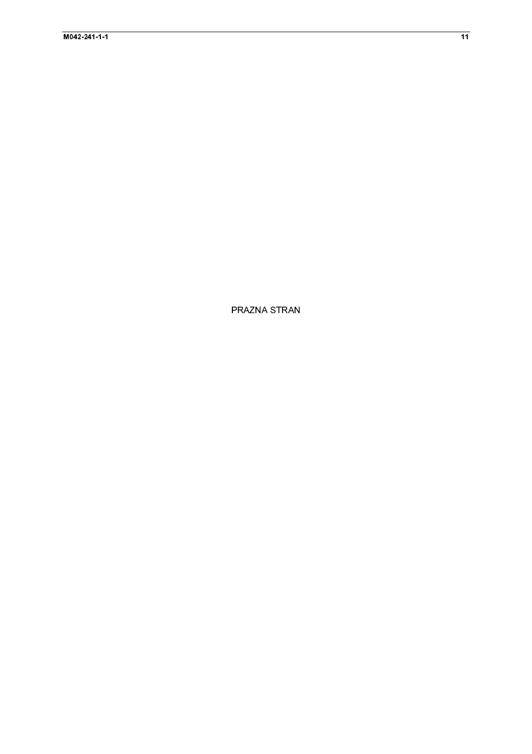PRAZNA STRAN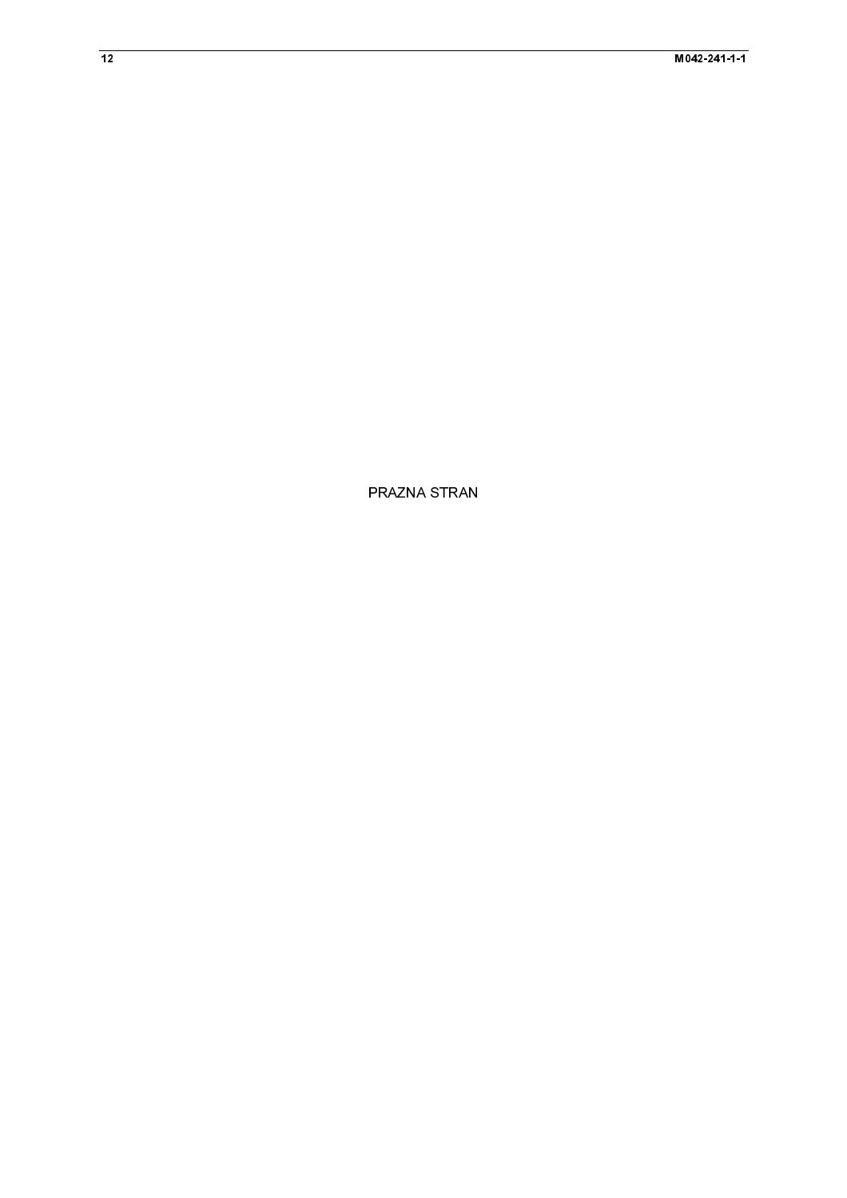PRAZNA STRAN